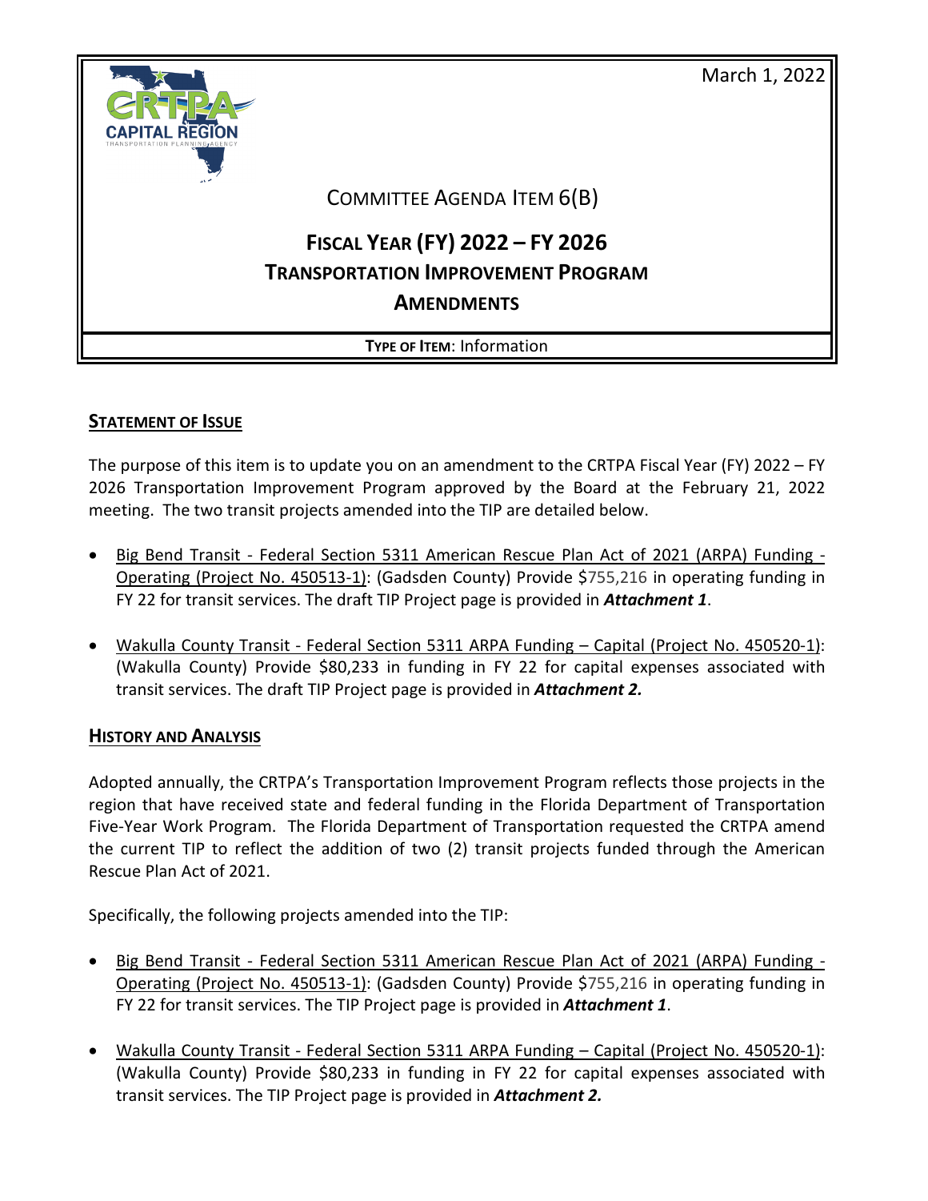March 1, 2022

COMMITTEE AGENDA ITEM 6(B)

# FISCAL YEAR (FY) 2022 – FY 2026 TRANSPORTATION IMPROVEMENT PROGRAM AMENDMENTS

**TYPE OF ITEM**: Information

## STATEMENT OF ISSUE

The purpose of this item is to update you on an amendment to the CRTPA Fiscal Year (FY) 2022 – FY 2026 Transportation Improvement Program approved by the Board at the February 21, 2022 meeting. The two transit projects amended into the TIP are detailed below.

- Big Bend Transit - Federal Section 5311 American Rescue Plan Act of 2021 (ARPA) Funding - Operating (Project No. 450513-1): (Gadsden County) Provide $755,216 in operating funding in FY 22 for transit services. The draft TIP Project page is provided in ***Attachment 1***.
- Wakulla County Transit - Federal Section 5311 ARPA Funding – Capital (Project No. 450520-1): (Wakulla County) Provide $80,233 in funding in FY 22 for capital expenses associated with transit services. The draft TIP Project page is provided in ***Attachment 2.***

## HISTORY AND ANALYSIS

Adopted annually, the CRTPA's Transportation Improvement Program reflects those projects in the region that have received state and federal funding in the Florida Department of Transportation Five-Year Work Program. The Florida Department of Transportation requested the CRTPA amend the current TIP to reflect the addition of two (2) transit projects funded through the American Rescue Plan Act of 2021.

Specifically, the following projects amended into the TIP:

- Big Bend Transit - Federal Section 5311 American Rescue Plan Act of 2021 (ARPA) Funding - Operating (Project No. 450513-1): (Gadsden County) Provide $755,216 in operating funding in FY 22 for transit services. The TIP Project page is provided in ***Attachment 1***.
- Wakulla County Transit - Federal Section 5311 ARPA Funding – Capital (Project No. 450520-1): (Wakulla County) Provide $80,233 in funding in FY 22 for capital expenses associated with transit services. The TIP Project page is provided in ***Attachment 2.***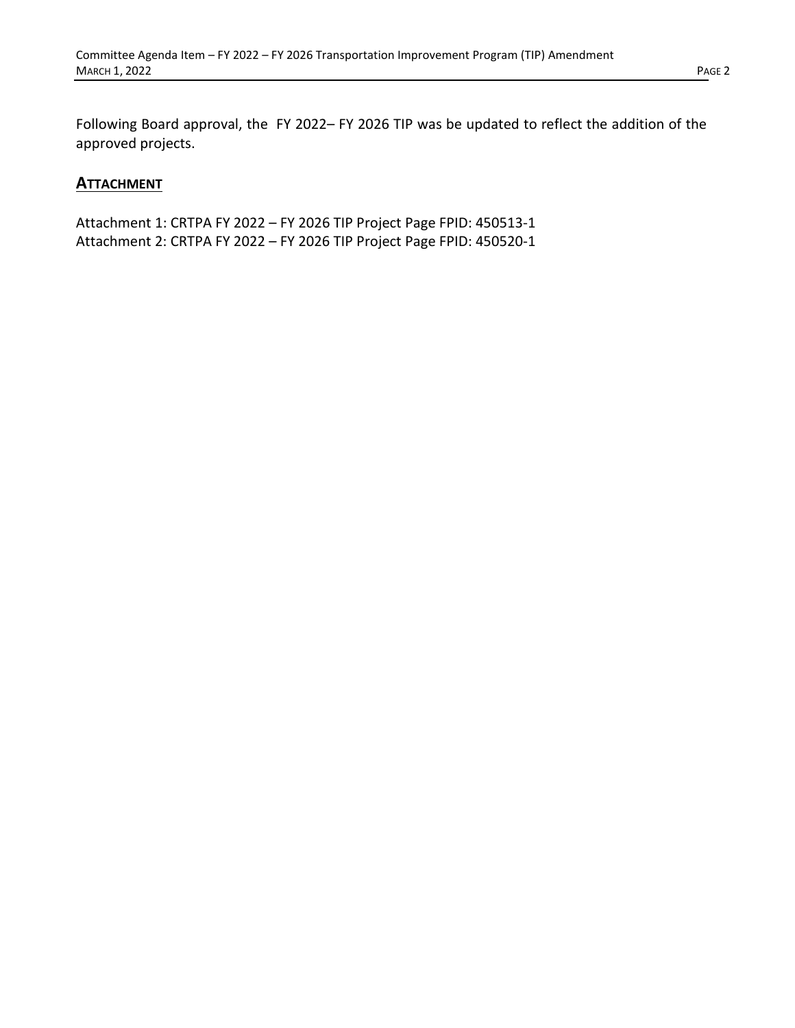Following Board approval, the FY 2022– FY 2026 TIP was be updated to reflect the addition of the approved projects.

## ATTACHMENT

Attachment 1: CRTPA FY 2022 – FY 2026 TIP Project Page FPID: 450513-1
Attachment 2: CRTPA FY 2022 – FY 2026 TIP Project Page FPID: 450520-1